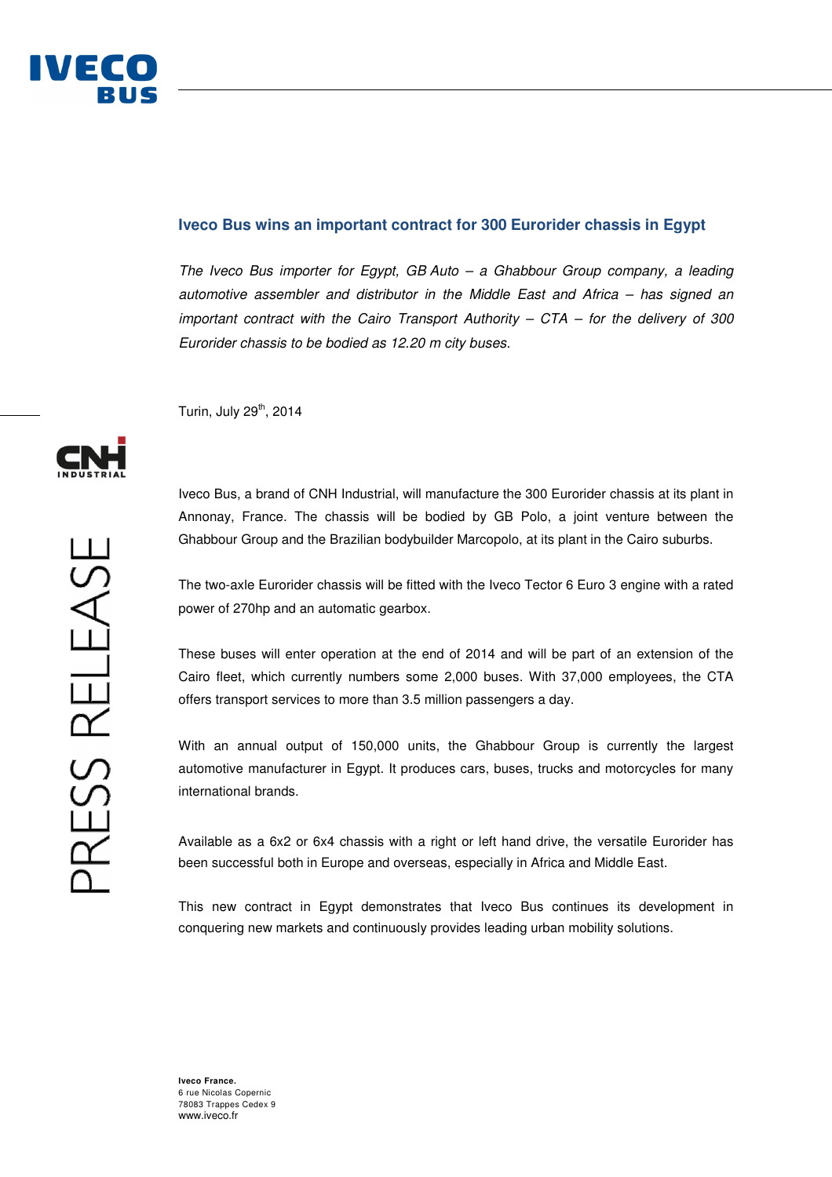## Iveco Bus wins an important contract for 300 Eurorider chassis in Egypt

*The Iveco Bus importer for Egypt, GB Auto – a Ghabbour Group company, a leading automotive assembler and distributor in the Middle East and Africa – has signed an important contract with the Cairo Transport Authority – CTA – for the delivery of 300 Eurorider chassis to be bodied as 12.20 m city buses.*

Turin, July 29th, 2014

Iveco Bus, a brand of CNH Industrial, will manufacture the 300 Eurorider chassis at its plant in Annonay, France. The chassis will be bodied by GB Polo, a joint venture between the Ghabbour Group and the Brazilian bodybuilder Marcopolo, at its plant in the Cairo suburbs.

The two-axle Eurorider chassis will be fitted with the Iveco Tector 6 Euro 3 engine with a rated power of 270hp and an automatic gearbox.

These buses will enter operation at the end of 2014 and will be part of an extension of the Cairo fleet, which currently numbers some 2,000 buses. With 37,000 employees, the CTA offers transport services to more than 3.5 million passengers a day.

With an annual output of 150,000 units, the Ghabbour Group is currently the largest automotive manufacturer in Egypt. It produces cars, buses, trucks and motorcycles for many international brands.

Available as a 6x2 or 6x4 chassis with a right or left hand drive, the versatile Eurorider has been successful both in Europe and overseas, especially in Africa and Middle East.

This new contract in Egypt demonstrates that Iveco Bus continues its development in conquering new markets and continuously provides leading urban mobility solutions.

**Iveco France.**
6 rue Nicolas Copernic
78083 Trappes Cedex 9
www.iveco.fr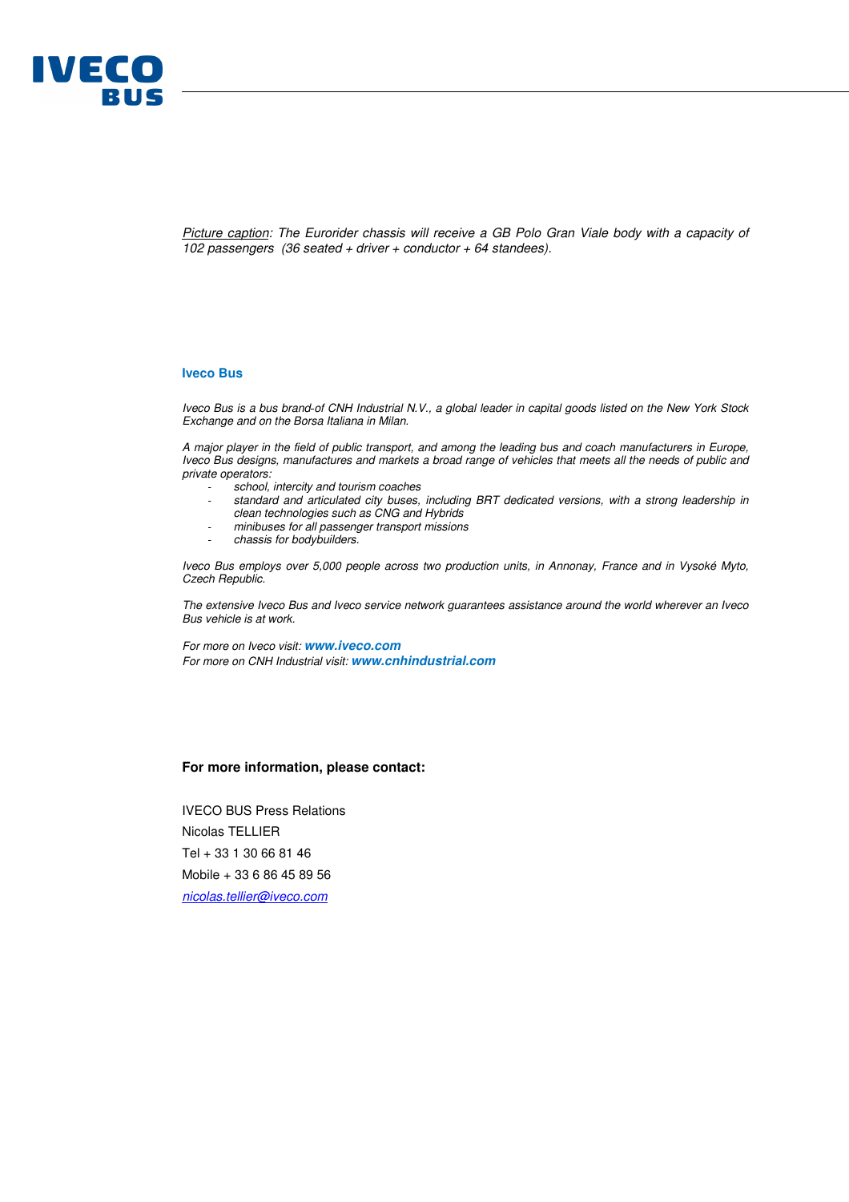*Picture caption: The Eurorider chassis will receive a GB Polo Gran Viale body with a capacity of 102 passengers (36 seated + driver + conductor + 64 standees).*

### Iveco Bus

*Iveco Bus is a bus brand-of CNH Industrial N.V., a global leader in capital goods listed on the New York Stock Exchange and on the Borsa Italiana in Milan.*

*A major player in the field of public transport, and among the leading bus and coach manufacturers in Europe, Iveco Bus designs, manufactures and markets a broad range of vehicles that meets all the needs of public and private operators:*

- *school, intercity and tourism coaches*
- *standard and articulated city buses, including BRT dedicated versions, with a strong leadership in clean technologies such as CNG and Hybrids*
- *minibuses for all passenger transport missions*
- *chassis for bodybuilders.*

*Iveco Bus employs over 5,000 people across two production units, in Annonay, France and in Vysoké Myto, Czech Republic.*

*The extensive Iveco Bus and Iveco service network guarantees assistance around the world wherever an Iveco Bus vehicle is at work.*

*For more on Iveco visit:* **www.iveco.com**
*For more on CNH Industrial visit:* **www.cnhindustrial.com**

**For more information, please contact:**

IVECO BUS Press Relations
Nicolas TELLIER
Tel + 33 1 30 66 81 46
Mobile + 33 6 86 45 89 56
nicolas.tellier@iveco.com